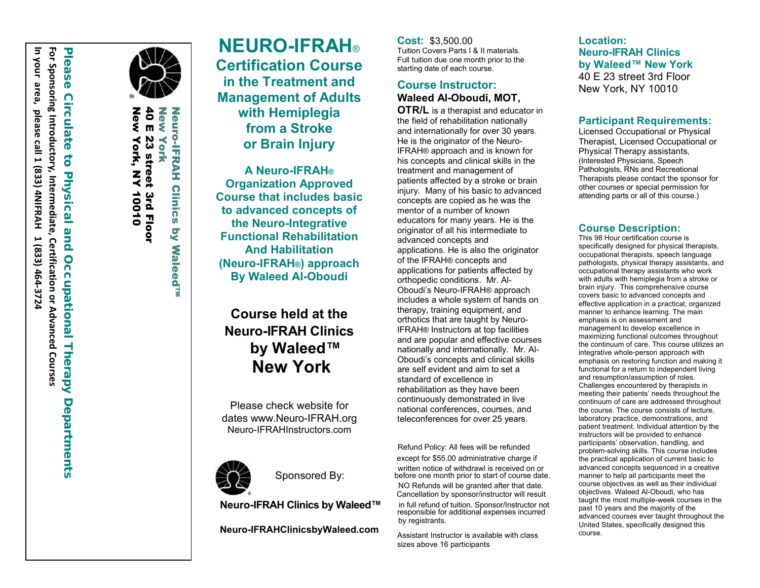Neuro-IFRAH Clinics by Waleed™ New York
**40 E 23 street 3rd Floor**
**New York, NY 10010**

**Please Circulate to Physical and Occupational Therapy Departments**

**For Sponsoring Introductory, Intermediate, Certification or Advanced Courses**

**In your area, please call 1 (833) 4NIFRAH 1 (833) 464-3724**

# NEURO-IFRAH®

## Certification Course in the Treatment and Management of Adults with Hemiplegia from a Stroke or Brain Injury

**A Neuro-IFRAH® Organization Approved Course that includes basic to advanced concepts of the Neuro-Integrative Functional Rehabilitation And Habilitation (Neuro-IFRAH®) approach By Waleed Al-Oboudi**

### Course held at the Neuro-IFRAH Clinics by Waleed™ New York

Please check website for dates www.Neuro-IFRAH.org Neuro-IFRAHInstructors.com

Sponsored By:

**Neuro-IFRAH Clinics by Waleed™**

**Neuro-IFRAHClinicsbyWaleed.com**

**Cost:** $3,500.00
Tuition Covers Parts I & II materials. Full tuition due one month prior to the starting date of each course.

### Course Instructor:

**Waleed Al-Oboudi, MOT, OTR/L** is a therapist and educator in the field of rehabilitation nationally and internationally for over 30 years. He is the originator of the Neuro-IFRAH® approach and is known for his concepts and clinical skills in the treatment and management of patients affected by a stroke or brain injury. Many of his basic to advanced concepts are copied as he was the mentor of a number of known educators for many years. He is the originator of all his intermediate to advanced concepts and applications. He is also the originator of the IFRAH® concepts and applications for patients affected by orthopedic conditions. Mr. Al-Oboudi's Neuro-IFRAH® approach includes a whole system of hands on therapy, training equipment, and orthotics that are taught by Neuro-IFRAH® Instructors at top facilities and are popular and effective courses nationally and internationally. Mr. Al-Oboudi's concepts and clinical skills are self evident and aim to set a standard of excellence in rehabilitation as they have been continuously demonstrated in live national conferences, courses, and teleconferences for over 25 years.

Refund Policy: All fees will be refunded except for $55.00 administrative charge if written notice of withdrawl is received on or before one month prior to start of course date. NO Refunds will be granted after that date. Cancellation by sponsor/instructor will result in full refund of tuition. Sponsor/Instructor not responsible for additional expenses incurred by registrants.

Assistant Instructor is available with class sizes above 16 participants

### Location:

**Neuro-IFRAH Clinics by Waleed™ New York**
40 E 23 street 3rd Floor
New York, NY 10010

### Participant Requirements:

Licensed Occupational or Physical Therapist, Licensed Occupational or Physical Therapy assistants, (Interested Physicians, Speech Pathologists, RNs and Recreational Therapists please contact the sponsor for other courses or special permission for attending parts or all of this course.)

### Course Description:

This 98 Hour certification course is specifically designed for physical therapists, occupational therapists, speech language pathologists, physical therapy assistants, and occupational therapy assistants who work with adults with hemiplegia from a stroke or brain injury. This comprehensive course covers basic to advanced concepts and effective application in a practical, organized manner to enhance learning. The main emphasis is on assessment and management to develop excellence in maximizing functional outcomes throughout the continuum of care. This course utilizes an integrative whole-person approach with emphasis on restoring function and making it functional for a return to independent living and resumption/assumption of roles. Challenges encountered by therapists in meeting their patients' needs throughout the continuum of care are addressed throughout the course. The course consists of lecture, laboratory practice, demonstrations, and patient treatment. Individual attention by the instructors will be provided to enhance participants' observation, handling, and problem-solving skills. This course includes the practical application of current basic to advanced concepts sequenced in a creative manner to help all participants meet the course objectives as well as their individual objectives. Waleed Al-Oboudi, who has taught the most multiple-week courses in the past 10 years and the majority of the advanced courses ever taught throughout the United States, specifically designed this course.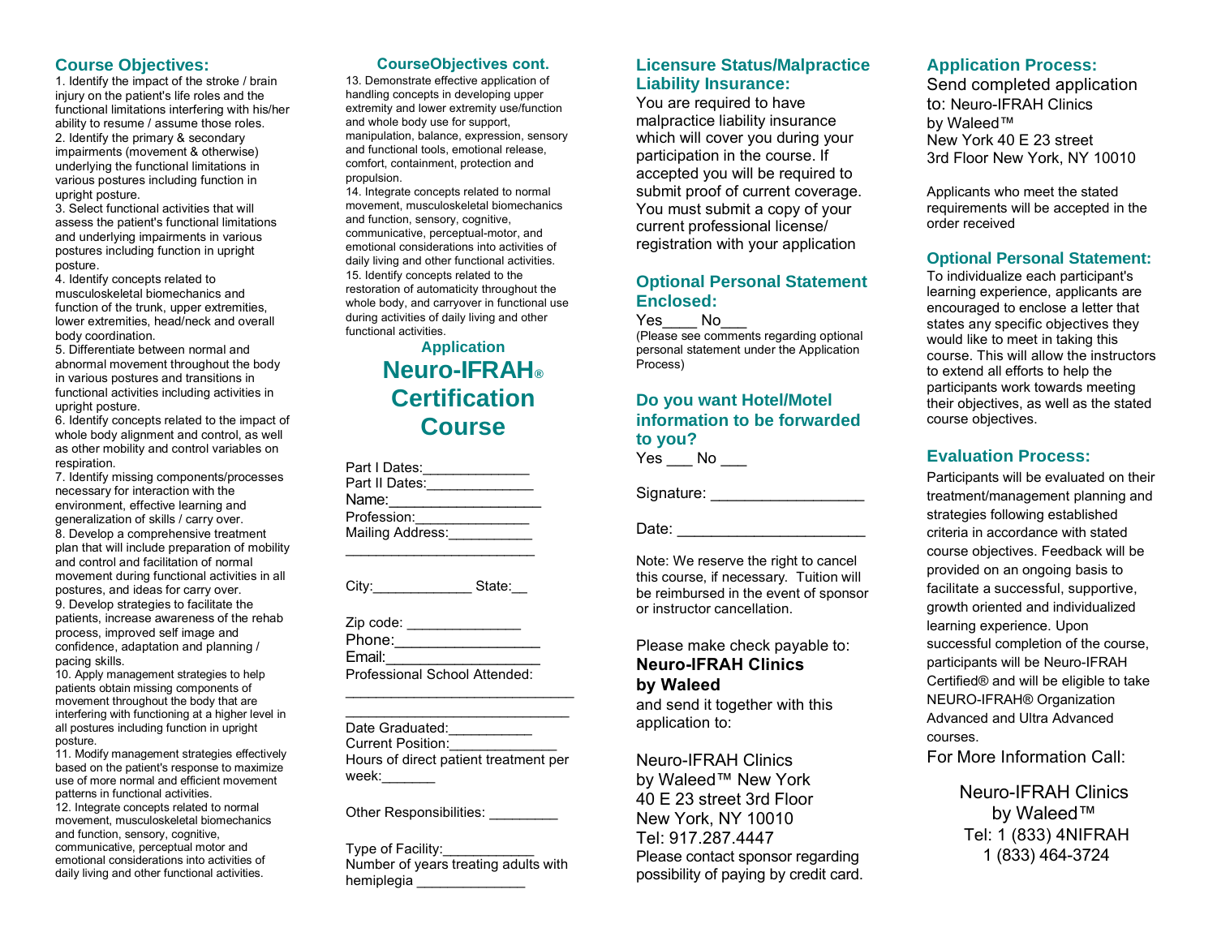## Course Objectives:

1. Identify the impact of the stroke / brain injury on the patient's life roles and the functional limitations interfering with his/her ability to resume / assume those roles.
2. Identify the primary & secondary impairments (movement & otherwise) underlying the functional limitations in various postures including function in upright posture.
3. Select functional activities that will assess the patient's functional limitations and underlying impairments in various postures including function in upright posture.
4. Identify concepts related to musculoskeletal biomechanics and function of the trunk, upper extremities, lower extremities, head/neck and overall body coordination.
5. Differentiate between normal and abnormal movement throughout the body in various postures and transitions in functional activities including activities in upright posture.
6. Identify concepts related to the impact of whole body alignment and control, as well as other mobility and control variables on respiration.
7. Identify missing components/processes necessary for interaction with the environment, effective learning and generalization of skills / carry over.
8. Develop a comprehensive treatment plan that will include preparation of mobility and control and facilitation of normal movement during functional activities in all postures, and ideas for carry over.
9. Develop strategies to facilitate the patients, increase awareness of the rehab process, improved self image and confidence, adaptation and planning / pacing skills.
10. Apply management strategies to help patients obtain missing components of movement throughout the body that are interfering with functioning at a higher level in all postures including function in upright posture.
11. Modify management strategies effectively based on the patient's response to maximize use of more normal and efficient movement patterns in functional activities.
12. Integrate concepts related to normal movement, musculoskeletal biomechanics and function, sensory, cognitive, communicative, perceptual motor and emotional considerations into activities of daily living and other functional activities.

## CourseObjectives cont.

13. Demonstrate effective application of handling concepts in developing upper extremity and lower extremity use/function and whole body use for support, manipulation, balance, expression, sensory and functional tools, emotional release, comfort, containment, protection and propulsion.
14. Integrate concepts related to normal movement, musculoskeletal biomechanics and function, sensory, cognitive, communicative, perceptual-motor, and emotional considerations into activities of daily living and other functional activities.
15. Identify concepts related to the restoration of automaticity throughout the whole body, and carryover in functional use during activities of daily living and other functional activities.

## Application

# Neuro-IFRAH® Certification Course

Part I Dates:_____________
Part II Dates:_____________
Name:___________________
Profession:______________
Mailing Address:__________
________________________

City:____________ State:__

Zip code: ______________
Phone:__________________
Email:__________________
Professional School Attended:
____________________________
____________________________
Date Graduated:__________
Current Position:_____________
Hours of direct patient treatment per week:_______

Other Responsibilities: _________

Type of Facility:___________
Number of years treating adults with hemiplegia _____________

## Licensure Status/Malpractice Liability Insurance:

You are required to have malpractice liability insurance which will cover you during your participation in the course. If accepted you will be required to submit proof of current coverage. You must submit a copy of your current professional license/ registration with your application

## Optional Personal Statement Enclosed:

Yes____ No___
(Please see comments regarding optional personal statement under the Application Process)

## Do you want Hotel/Motel information to be forwarded to you?

Yes ___ No ___

Signature: _________________

Date: _____________________

Note: We reserve the right to cancel this course, if necessary. Tuition will be reimbursed in the event of sponsor or instructor cancellation.

Please make check payable to:
**Neuro-IFRAH Clinics by Waleed**
and send it together with this application to:

Neuro-IFRAH Clinics
by Waleed™ New York
40 E 23 street 3rd Floor
New York, NY 10010
Tel: 917.287.4447
Please contact sponsor regarding possibility of paying by credit card.

## Application Process:

Send completed application to: Neuro-IFRAH Clinics by Waleed™
New York 40 E 23 street
3rd Floor New York, NY 10010

Applicants who meet the stated requirements will be accepted in the order received

## Optional Personal Statement:

To individualize each participant's learning experience, applicants are encouraged to enclose a letter that states any specific objectives they would like to meet in taking this course. This will allow the instructors to extend all efforts to help the participants work towards meeting their objectives, as well as the stated course objectives.

## Evaluation Process:

Participants will be evaluated on their treatment/management planning and strategies following established criteria in accordance with stated course objectives. Feedback will be provided on an ongoing basis to facilitate a successful, supportive, growth oriented and individualized learning experience. Upon successful completion of the course, participants will be Neuro-IFRAH Certified® and will be eligible to take NEURO-IFRAH® Organization Advanced and Ultra Advanced courses.

For More Information Call:

Neuro-IFRAH Clinics
by Waleed™
Tel: 1 (833) 4NIFRAH
1 (833) 464-3724